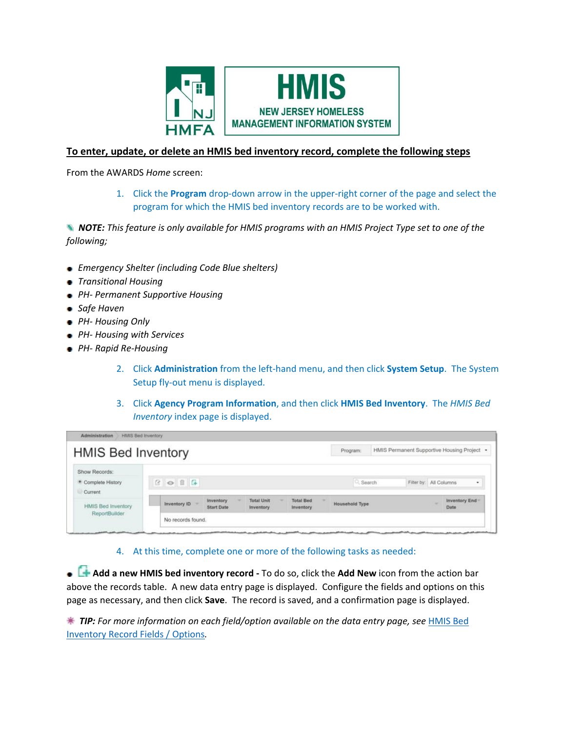HMIS

NEW JERSEY HOMELESS MANAGEMENT INFORMATION SYSTEM

**To enter, update, or delete an HMIS bed inventory record, complete the following steps**

From the AWARDS *Home* screen:

1. Click the **Program** drop-down arrow in the upper-right corner of the page and select the program for which the HMIS bed inventory records are to be worked with.

***NOTE:*** *This feature is only available for HMIS programs with an HMIS Project Type set to one of the following;*

- *Emergency Shelter (including Code Blue shelters)*
- *Transitional Housing*
- *PH- Permanent Supportive Housing*
- *Safe Haven*
- *PH- Housing Only*
- *PH- Housing with Services*
- *PH- Rapid Re-Housing*

2. Click **Administration** from the left-hand menu, and then click **System Setup**. The System Setup fly-out menu is displayed.

3. Click **Agency Program Information**, and then click **HMIS Bed Inventory**. The *HMIS Bed Inventory* index page is displayed.

4. At this time, complete one or more of the following tasks as needed:

- **Add a new HMIS bed inventory record -** To do so, click the **Add New** icon from the action bar above the records table. A new data entry page is displayed. Configure the fields and options on this page as necessary, and then click **Save**. The record is saved, and a confirmation page is displayed.

***TIP:*** *For more information on each field/option available on the data entry page, see* [HMIS Bed Inventory Record Fields / Options]*.*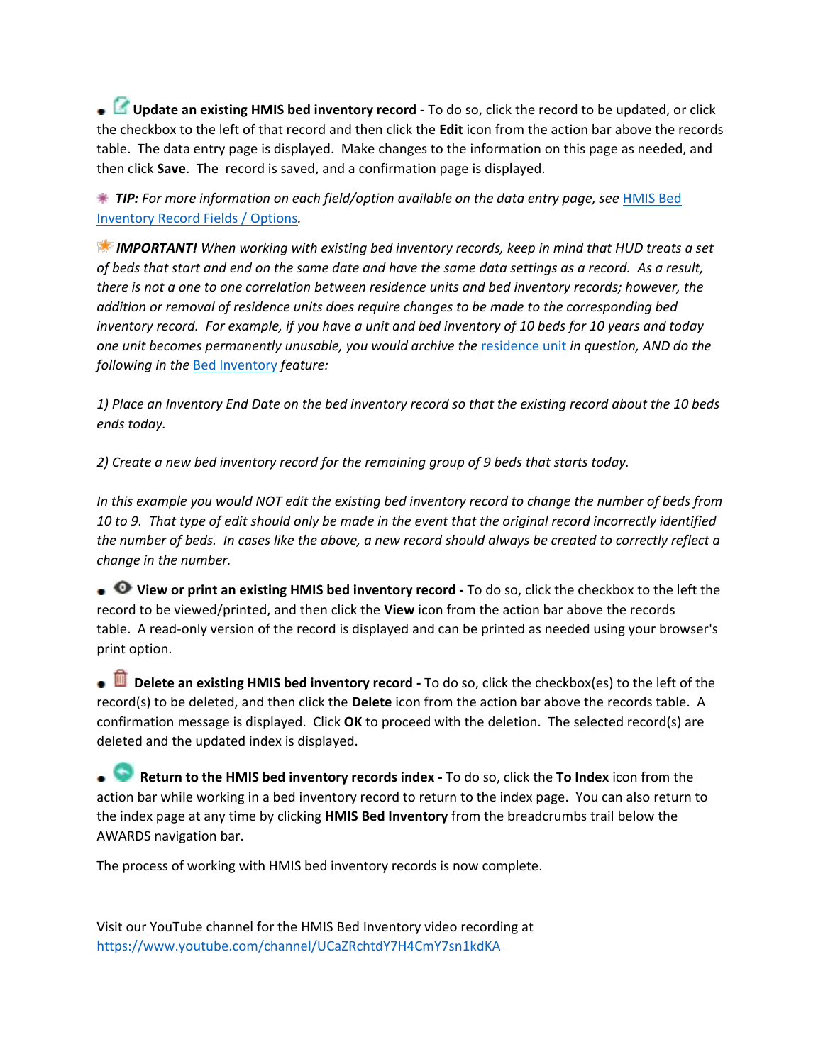- **Update an existing HMIS bed inventory record -** To do so, click the record to be updated, or click the checkbox to the left of that record and then click the **Edit** icon from the action bar above the records table. The data entry page is displayed. Make changes to the information on this page as needed, and then click **Save**. The record is saved, and a confirmation page is displayed.

***TIP:*** *For more information on each field/option available on the data entry page, see* [HMIS Bed Inventory Record Fields / Options](). 

***IMPORTANT!*** *When working with existing bed inventory records, keep in mind that HUD treats a set of beds that start and end on the same date and have the same data settings as a record. As a result, there is not a one to one correlation between residence units and bed inventory records; however, the addition or removal of residence units does require changes to be made to the corresponding bed inventory record. For example, if you have a unit and bed inventory of 10 beds for 10 years and today one unit becomes permanently unusable, you would archive the* [residence unit]() *in question, AND do the following in the* [Bed Inventory]() *feature:*

*1) Place an Inventory End Date on the bed inventory record so that the existing record about the 10 beds ends today.*

*2) Create a new bed inventory record for the remaining group of 9 beds that starts today.*

*In this example you would NOT edit the existing bed inventory record to change the number of beds from 10 to 9. That type of edit should only be made in the event that the original record incorrectly identified the number of beds. In cases like the above, a new record should always be created to correctly reflect a change in the number.*

- **View or print an existing HMIS bed inventory record -** To do so, click the checkbox to the left the record to be viewed/printed, and then click the **View** icon from the action bar above the records table. A read-only version of the record is displayed and can be printed as needed using your browser's print option.

- **Delete an existing HMIS bed inventory record -** To do so, click the checkbox(es) to the left of the record(s) to be deleted, and then click the **Delete** icon from the action bar above the records table. A confirmation message is displayed. Click **OK** to proceed with the deletion. The selected record(s) are deleted and the updated index is displayed.

- **Return to the HMIS bed inventory records index -** To do so, click the **To Index** icon from the action bar while working in a bed inventory record to return to the index page. You can also return to the index page at any time by clicking **HMIS Bed Inventory** from the breadcrumbs trail below the AWARDS navigation bar.

The process of working with HMIS bed inventory records is now complete.

Visit our YouTube channel for the HMIS Bed Inventory video recording at
[https://www.youtube.com/channel/UCaZRchtdY7H4CmY7sn1kdKA](https://www.youtube.com/channel/UCaZRchtdY7H4CmY7sn1kdKA)